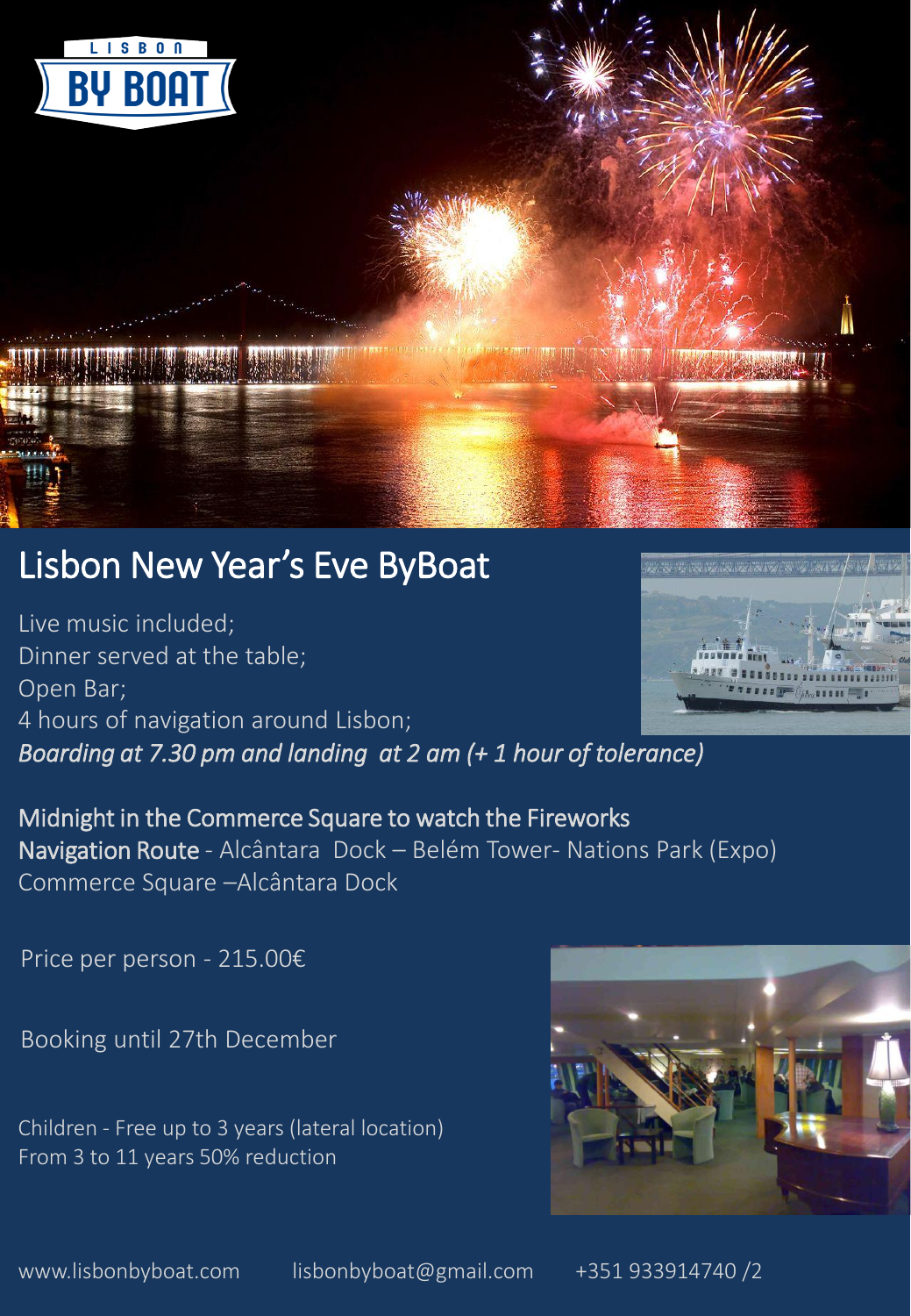LISBON BY BOAT

# Lisbon New Year's Eve ByBoat

Live music included;
Dinner served at the table;
Open Bar;
4 hours of navigation around Lisbon;
*Boarding at 7.30 pm and landing at 2 am (+ 1 hour of tolerance)*

Midnight in the Commerce Square to watch the Fireworks
Navigation Route - Alcântara Dock – Belém Tower- Nations Park (Expo) Commerce Square –Alcântara Dock

Price per person - 215.00€

Booking until 27th December

Children - Free up to 3 years (lateral location)
From 3 to 11 years 50% reduction

www.lisbonbyboat.com lisbonbyboat@gmail.com +351 933914740 /2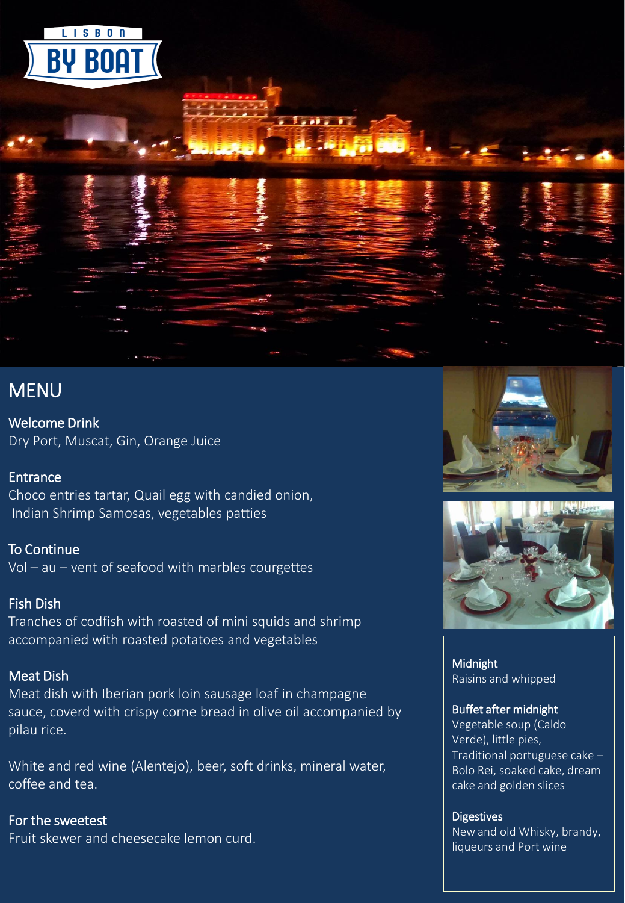LISBON BY BOAT

# MENU

**Welcome Drink**
Dry Port, Muscat, Gin, Orange Juice

**Entrance**
Choco entries tartar, Quail egg with candied onion, Indian Shrimp Samosas, vegetables patties

**To Continue**
Vol – au – vent of seafood with marbles courgettes

**Fish Dish**
Tranches of codfish with roasted of mini squids and shrimp accompanied with roasted potatoes and vegetables

**Meat Dish**
Meat dish with Iberian pork loin sausage loaf in champagne sauce, coverd with crispy corne bread in olive oil accompanied by pilau rice.

White and red wine (Alentejo), beer, soft drinks, mineral water, coffee and tea.

**For the sweetest**
Fruit skewer and cheesecake lemon curd.

**Midnight**
Raisins and whipped

**Buffet after midnight**
Vegetable soup (Caldo Verde), little pies, Traditional portuguese cake – Bolo Rei, soaked cake, dream cake and golden slices

**Digestives**
New and old Whisky, brandy, liqueurs and Port wine